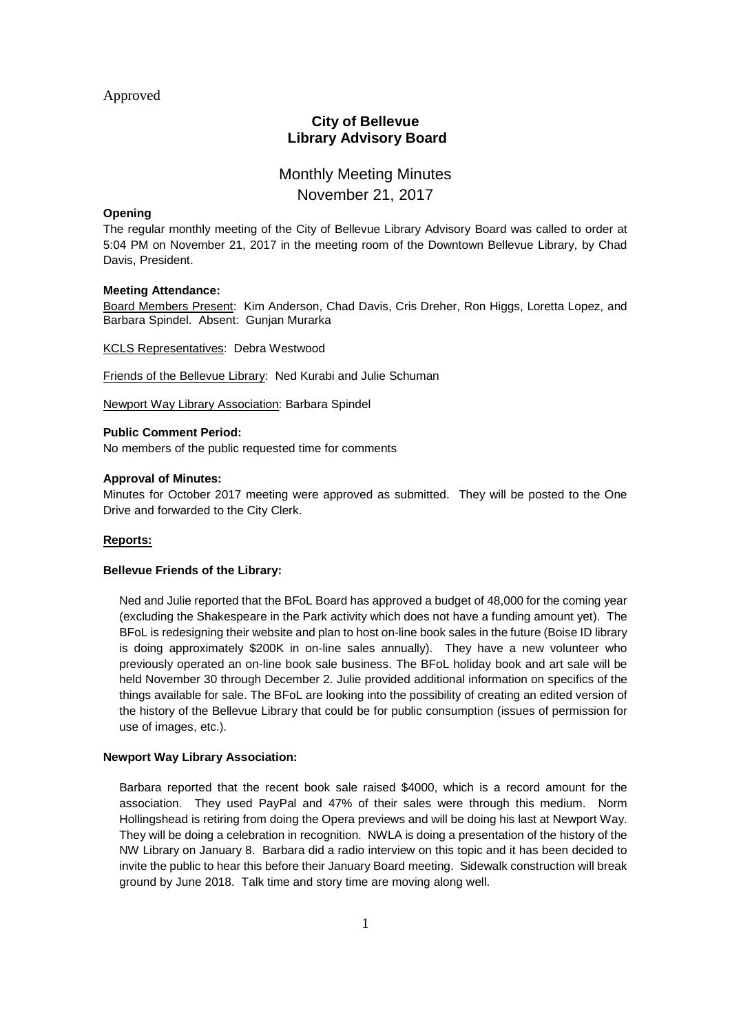Approved

# City of Bellevue Library Advisory Board

## Monthly Meeting Minutes
November 21, 2017

**Opening**

The regular monthly meeting of the City of Bellevue Library Advisory Board was called to order at 5:04 PM on November 21, 2017 in the meeting room of the Downtown Bellevue Library, by Chad Davis, President.

**Meeting Attendance:**

Board Members Present: Kim Anderson, Chad Davis, Cris Dreher, Ron Higgs, Loretta Lopez, and Barbara Spindel. Absent: Gunjan Murarka

KCLS Representatives: Debra Westwood

Friends of the Bellevue Library: Ned Kurabi and Julie Schuman

Newport Way Library Association: Barbara Spindel

**Public Comment Period:**

No members of the public requested time for comments

**Approval of Minutes:**

Minutes for October 2017 meeting were approved as submitted. They will be posted to the One Drive and forwarded to the City Clerk.

**Reports:**

**Bellevue Friends of the Library:**

Ned and Julie reported that the BFoL Board has approved a budget of 48,000 for the coming year (excluding the Shakespeare in the Park activity which does not have a funding amount yet). The BFoL is redesigning their website and plan to host on-line book sales in the future (Boise ID library is doing approximately $200K in on-line sales annually). They have a new volunteer who previously operated an on-line book sale business. The BFoL holiday book and art sale will be held November 30 through December 2. Julie provided additional information on specifics of the things available for sale. The BFoL are looking into the possibility of creating an edited version of the history of the Bellevue Library that could be for public consumption (issues of permission for use of images, etc.).

**Newport Way Library Association:**

Barbara reported that the recent book sale raised $4000, which is a record amount for the association. They used PayPal and 47% of their sales were through this medium. Norm Hollingshead is retiring from doing the Opera previews and will be doing his last at Newport Way. They will be doing a celebration in recognition. NWLA is doing a presentation of the history of the NW Library on January 8. Barbara did a radio interview on this topic and it has been decided to invite the public to hear this before their January Board meeting. Sidewalk construction will break ground by June 2018. Talk time and story time are moving along well.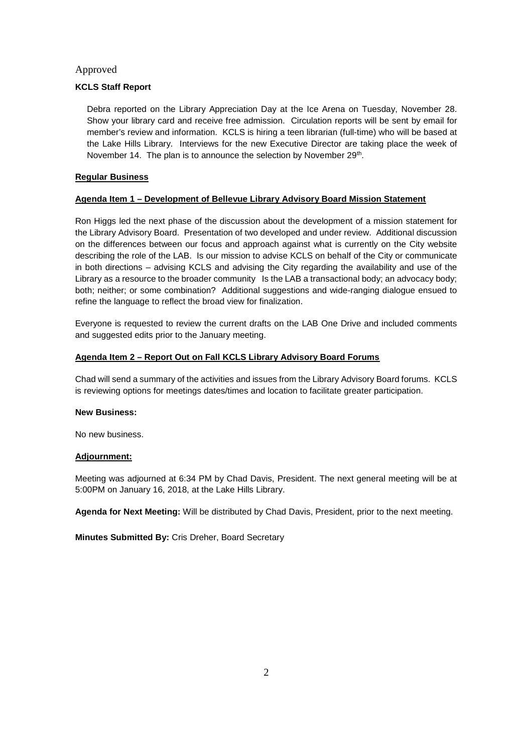Approved

**KCLS Staff Report**

Debra reported on the Library Appreciation Day at the Ice Arena on Tuesday, November 28. Show your library card and receive free admission. Circulation reports will be sent by email for member's review and information. KCLS is hiring a teen librarian (full-time) who will be based at the Lake Hills Library. Interviews for the new Executive Director are taking place the week of November 14. The plan is to announce the selection by November 29th.

**Regular Business**

**Agenda Item 1 – Development of Bellevue Library Advisory Board Mission Statement**

Ron Higgs led the next phase of the discussion about the development of a mission statement for the Library Advisory Board. Presentation of two developed and under review. Additional discussion on the differences between our focus and approach against what is currently on the City website describing the role of the LAB. Is our mission to advise KCLS on behalf of the City or communicate in both directions – advising KCLS and advising the City regarding the availability and use of the Library as a resource to the broader community Is the LAB a transactional body; an advocacy body; both; neither; or some combination? Additional suggestions and wide-ranging dialogue ensued to refine the language to reflect the broad view for finalization.

Everyone is requested to review the current drafts on the LAB One Drive and included comments and suggested edits prior to the January meeting.

**Agenda Item 2 – Report Out on Fall KCLS Library Advisory Board Forums**

Chad will send a summary of the activities and issues from the Library Advisory Board forums. KCLS is reviewing options for meetings dates/times and location to facilitate greater participation.

**New Business:**

No new business.

**Adjournment:**

Meeting was adjourned at 6:34 PM by Chad Davis, President. The next general meeting will be at 5:00PM on January 16, 2018, at the Lake Hills Library.

**Agenda for Next Meeting:** Will be distributed by Chad Davis, President, prior to the next meeting.

**Minutes Submitted By:** Cris Dreher, Board Secretary